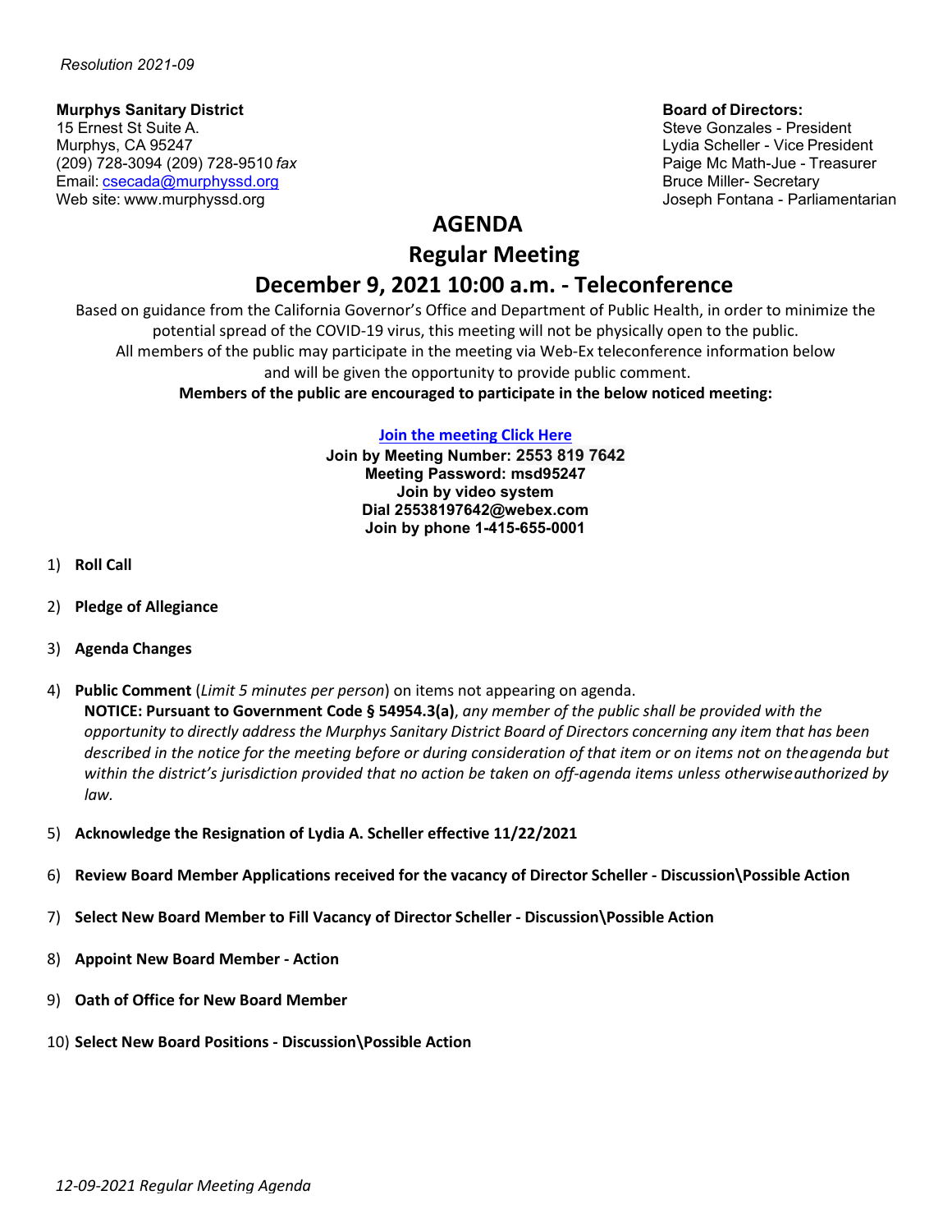*Resolution 2021-09*

**Murphys Sanitary District**
15 Ernest St Suite A.
Murphys, CA 95247
(209) 728-3094 (209) 728-9510 *fax*
Email: csecada@murphyssd.org
Web site: www.murphyssd.org

**Board of Directors:**
Steve Gonzales - President
Lydia Scheller - Vice President
Paige Mc Math-Jue - Treasurer
Bruce Miller- Secretary
Joseph Fontana - Parliamentarian

# AGENDA

## Regular Meeting

## December 9, 2021 10:00 a.m. - Teleconference

Based on guidance from the California Governor's Office and Department of Public Health, in order to minimize the potential spread of the COVID-19 virus, this meeting will not be physically open to the public. All members of the public may participate in the meeting via Web-Ex teleconference information below and will be given the opportunity to provide public comment.

**Members of the public are encouraged to participate in the below noticed meeting:**

**Join the meeting Click Here**
**Join by Meeting Number: 2553 819 7642**
**Meeting Password: msd95247**
**Join by video system**
**Dial 25538197642@webex.com**
**Join by phone 1-415-655-0001**

1) **Roll Call**

2) **Pledge of Allegiance**

3) **Agenda Changes**

4) **Public Comment** (*Limit 5 minutes per person*) on items not appearing on agenda.
**NOTICE: Pursuant to Government Code § 54954.3(a)**, *any member of the public shall be provided with the opportunity to directly address the Murphys Sanitary District Board of Directors concerning any item that has been described in the notice for the meeting before or during consideration of that item or on items not on the agenda but within the district's jurisdiction provided that no action be taken on off-agenda items unless otherwise authorized by law.*

5) **Acknowledge the Resignation of Lydia A. Scheller effective 11/22/2021**

6) **Review Board Member Applications received for the vacancy of Director Scheller - Discussion\Possible Action**

7) **Select New Board Member to Fill Vacancy of Director Scheller - Discussion\Possible Action**

8) **Appoint New Board Member - Action**

9) **Oath of Office for New Board Member**

10) **Select New Board Positions - Discussion\Possible Action**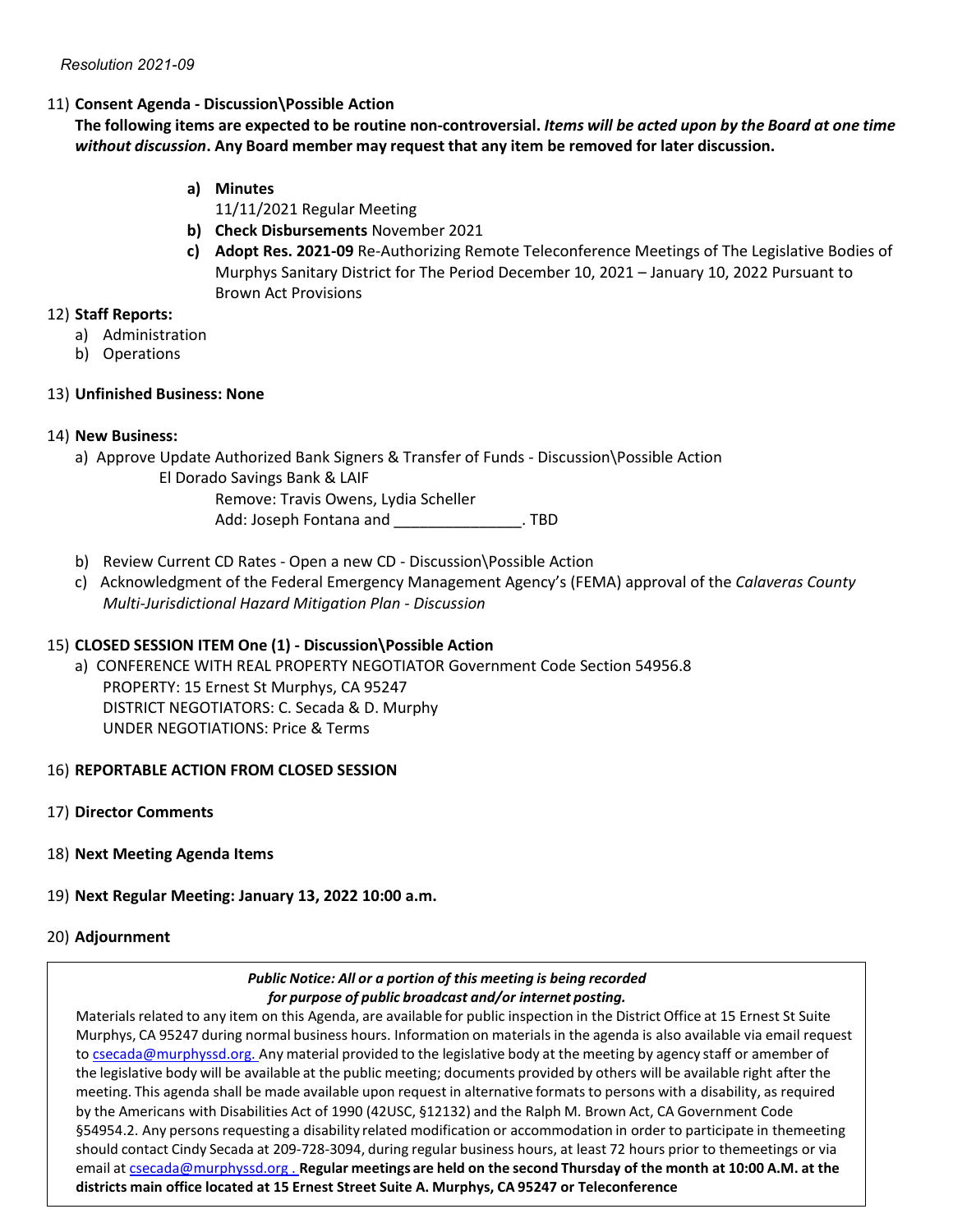*Resolution 2021-09*

11) **Consent Agenda - Discussion\Possible Action**
   **The following items are expected to be routine non-controversial.** ***Items will be acted upon by the Board at one time without discussion*****. Any Board member may request that any item be removed for later discussion.**

   - **a) Minutes**
     11/11/2021 Regular Meeting
   - **b) Check Disbursements** November 2021
   - **c) Adopt Res. 2021-09** Re-Authorizing Remote Teleconference Meetings of The Legislative Bodies of Murphys Sanitary District for The Period December 10, 2021 – January 10, 2022 Pursuant to Brown Act Provisions

12) **Staff Reports:**
   - a) Administration
   - b) Operations

13) **Unfinished Business: None**

14) **New Business:**
   - a) Approve Update Authorized Bank Signers & Transfer of Funds - Discussion\Possible Action
     El Dorado Savings Bank & LAIF
     Remove: Travis Owens, Lydia Scheller
     Add: Joseph Fontana and _______________. TBD
   - b) Review Current CD Rates - Open a new CD - Discussion\Possible Action
   - c) Acknowledgment of the Federal Emergency Management Agency's (FEMA) approval of the *Calaveras County Multi-Jurisdictional Hazard Mitigation Plan - Discussion*

15) **CLOSED SESSION ITEM One (1) - Discussion\Possible Action**
   - a) CONFERENCE WITH REAL PROPERTY NEGOTIATOR Government Code Section 54956.8
     PROPERTY: 15 Ernest St Murphys, CA 95247
     DISTRICT NEGOTIATORS: C. Secada & D. Murphy
     UNDER NEGOTIATIONS: Price & Terms

16) **REPORTABLE ACTION FROM CLOSED SESSION**

17) **Director Comments**

18) **Next Meeting Agenda Items**

19) **Next Regular Meeting: January 13, 2022 10:00 a.m.**

20) **Adjournment**

---

***Public Notice: All or a portion of this meeting is being recorded for purpose of public broadcast and/or internet posting.***

Materials related to any item on this Agenda, are available for public inspection in the District Office at 15 Ernest St Suite Murphys, CA 95247 during normal business hours. Information on materials in the agenda is also available via email request to csecada@murphyssd.org. Any material provided to the legislative body at the meeting by agency staff or amember of the legislative body will be available at the public meeting; documents provided by others will be available right after the meeting. This agenda shall be made available upon request in alternative formats to persons with a disability, as required by the Americans with Disabilities Act of 1990 (42USC, §12132) and the Ralph M. Brown Act, CA Government Code §54954.2. Any persons requesting a disability related modification or accommodation in order to participate in themeeting should contact Cindy Secada at 209-728-3094, during regular business hours, at least 72 hours prior to themeetings or via email at csecada@murphyssd.org . **Regular meetings are held on the second Thursday of the month at 10:00 A.M. at the districts main office located at 15 Ernest Street Suite A. Murphys, CA 95247 or Teleconference**